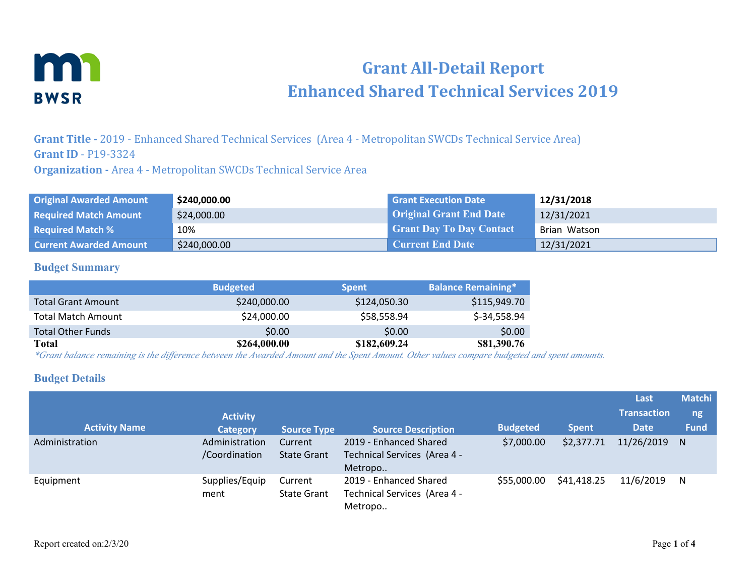# Grant All-Detail Report
# Enhanced Shared Technical Services 2019

**Grant Title -** 2019 - Enhanced Shared Technical Services (Area 4 - Metropolitan SWCDs Technical Service Area)
**Grant ID -** P19-3324
**Organization -** Area 4 - Metropolitan SWCDs Technical Service Area

| | | | |
|---|---|---|---|
| **Original Awarded Amount** | **$240,000.00** | **Grant Execution Date** | **12/31/2018** |
| **Required Match Amount** | $24,000.00 | **Original Grant End Date** | 12/31/2021 |
| **Required Match %** | 10% | **Grant Day To Day Contact** | Brian Watson |
| **Current Awarded Amount** | $240,000.00 | **Current End Date** | 12/31/2021 |

## Budget Summary

| | Budgeted | Spent | Balance Remaining* |
|---|---|---|---|
| Total Grant Amount | $240,000.00 | $124,050.30 | $115,949.70 |
| Total Match Amount | $24,000.00 | $58,558.94 | $-34,558.94 |
| Total Other Funds | $0.00 | $0.00 | $0.00 |
| **Total** | **$264,000.00** | **$182,609.24** | **$81,390.76** |

*\*Grant balance remaining is the difference between the Awarded Amount and the Spent Amount. Other values compare budgeted and spent amounts.*

## Budget Details

| Activity Name | Activity Category | Source Type | Source Description | Budgeted | Spent | Last Transaction Date | Matching Fund |
|---|---|---|---|---|---|---|---|
| Administration | Administration /Coordination | Current State Grant | 2019 - Enhanced Shared Technical Services (Area 4 - Metropo.. | $7,000.00 | $2,377.71 | 11/26/2019 | N |
| Equipment | Supplies/Equipment | Current State Grant | 2019 - Enhanced Shared Technical Services (Area 4 - Metropo.. | $55,000.00 | $41,418.25 | 11/6/2019 | N |

Report created on:2/3/20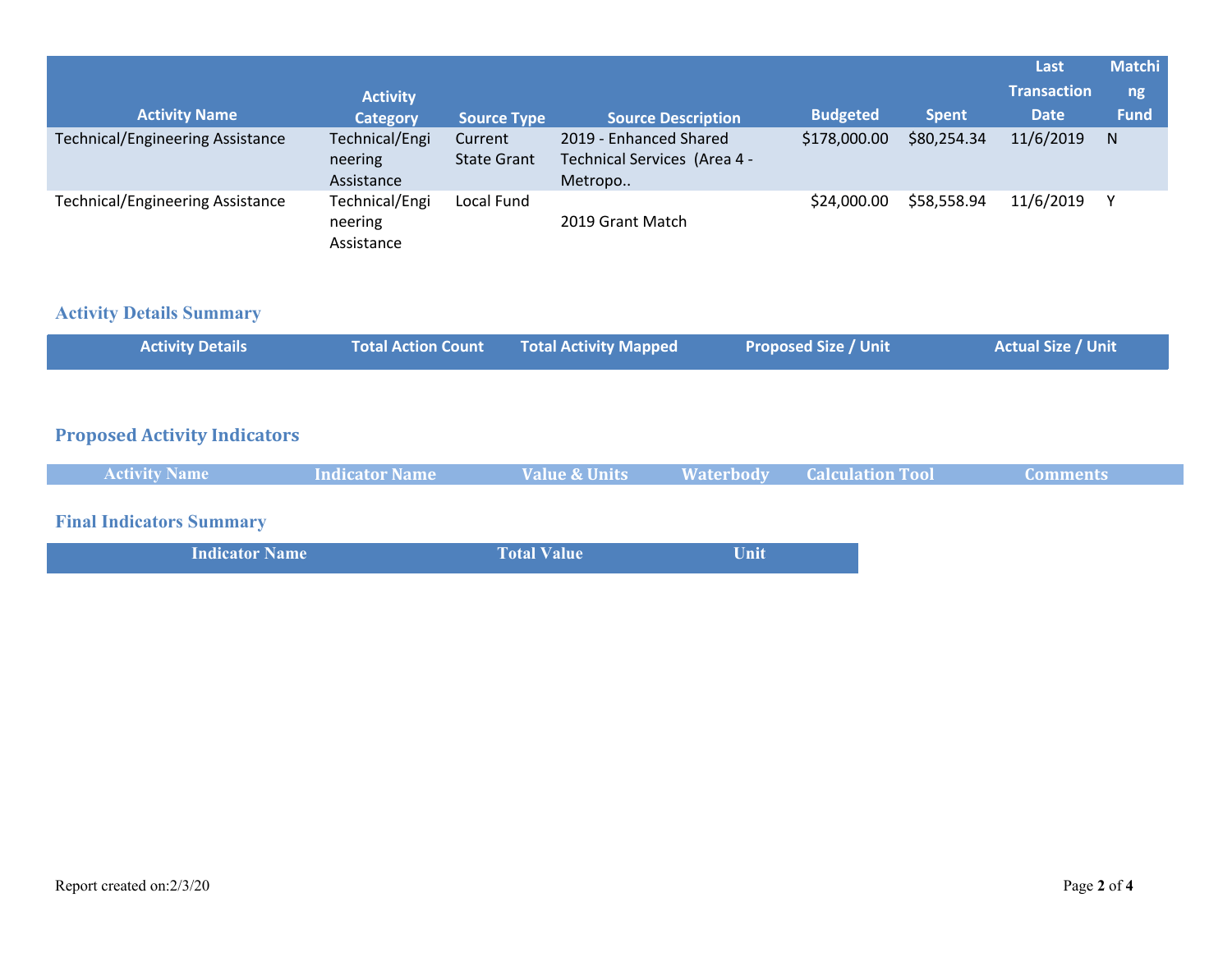| Activity Name | Activity Category | Source Type | Source Description | Budgeted | Spent | Last Transaction Date | Matching Fund |
|---|---|---|---|---|---|---|---|
| Technical/Engineering Assistance | Technical/Engineering Assistance | Current State Grant | 2019 - Enhanced Shared Technical Services (Area 4 - Metropo.. | $178,000.00 | $80,254.34 | 11/6/2019 | N |
| Technical/Engineering Assistance | Technical/Engineering Assistance | Local Fund | 2019 Grant Match | $24,000.00 | $58,558.94 | 11/6/2019 | Y |

## Activity Details Summary

| Activity Details | Total Action Count | Total Activity Mapped | Proposed Size / Unit | Actual Size / Unit |
|---|---|---|---|---|

## Proposed Activity Indicators

| Activity Name | Indicator Name | Value & Units | Waterbody | Calculation Tool | Comments |
|---|---|---|---|---|---|

## Final Indicators Summary

| Indicator Name | Total Value | Unit |
|---|---|---|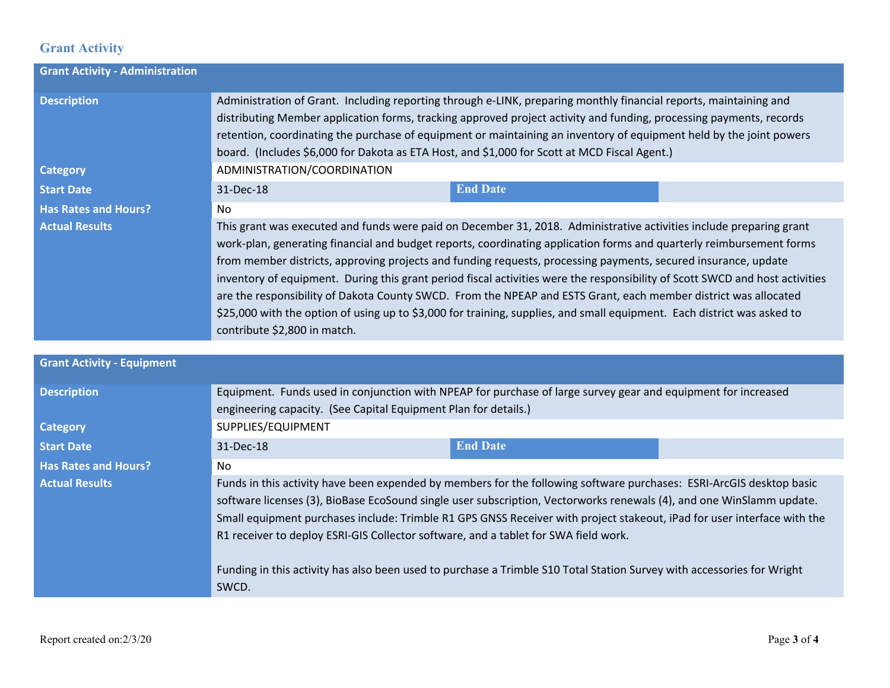## Grant Activity

| Grant Activity - Administration | | | |
|---|---|---|---|
| **Description** | Administration of Grant. Including reporting through e-LINK, preparing monthly financial reports, maintaining and distributing Member application forms, tracking approved project activity and funding, processing payments, records retention, coordinating the purchase of equipment or maintaining an inventory of equipment held by the joint powers board. (Includes $6,000 for Dakota as ETA Host, and $1,000 for Scott at MCD Fiscal Agent.) | | |
| **Category** | ADMINISTRATION/COORDINATION | | |
| **Start Date** | 31-Dec-18 | **End Date** | |
| **Has Rates and Hours?** | No | | |
| **Actual Results** | This grant was executed and funds were paid on December 31, 2018. Administrative activities include preparing grant work-plan, generating financial and budget reports, coordinating application forms and quarterly reimbursement forms from member districts, approving projects and funding requests, processing payments, secured insurance, update inventory of equipment. During this grant period fiscal activities were the responsibility of Scott SWCD and host activities are the responsibility of Dakota County SWCD. From the NPEAP and ESTS Grant, each member district was allocated $25,000 with the option of using up to $3,000 for training, supplies, and small equipment. Each district was asked to contribute $2,800 in match. | | |

| Grant Activity - Equipment | | | |
|---|---|---|---|
| **Description** | Equipment. Funds used in conjunction with NPEAP for purchase of large survey gear and equipment for increased engineering capacity. (See Capital Equipment Plan for details.) | | |
| **Category** | SUPPLIES/EQUIPMENT | | |
| **Start Date** | 31-Dec-18 | **End Date** | |
| **Has Rates and Hours?** | No | | |
| **Actual Results** | Funds in this activity have been expended by members for the following software purchases: ESRI-ArcGIS desktop basic software licenses (3), BioBase EcoSound single user subscription, Vectorworks renewals (4), and one WinSlamm update. Small equipment purchases include: Trimble R1 GPS GNSS Receiver with project stakeout, iPad for user interface with the R1 receiver to deploy ESRI-GIS Collector software, and a tablet for SWA field work.<br><br>Funding in this activity has also been used to purchase a Trimble S10 Total Station Survey with accessories for Wright SWCD. | | |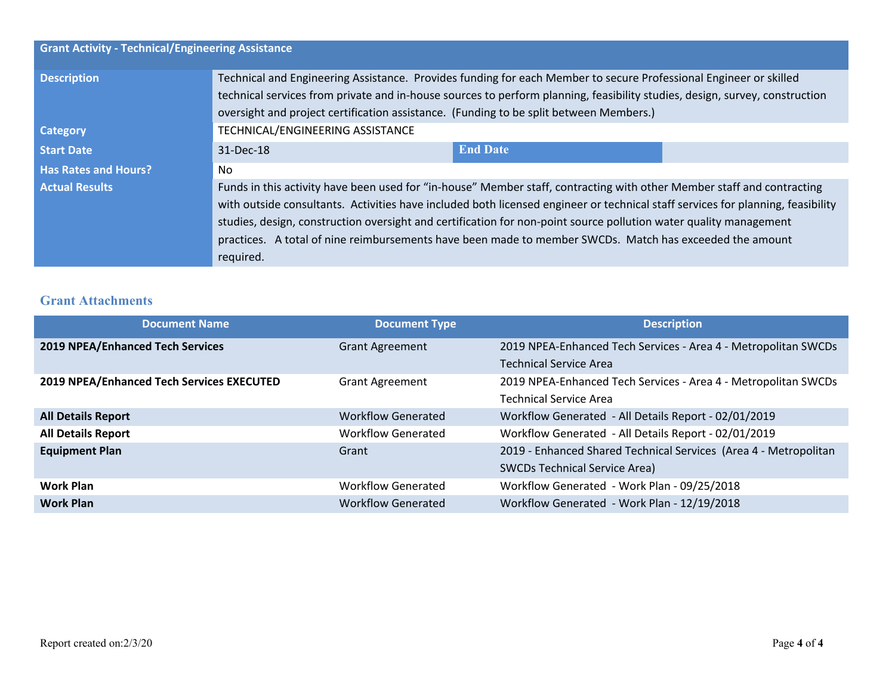| Grant Activity - Technical/Engineering Assistance | | | |
|---|---|---|---|
| **Description** | Technical and Engineering Assistance. Provides funding for each Member to secure Professional Engineer or skilled technical services from private and in-house sources to perform planning, feasibility studies, design, survey, construction oversight and project certification assistance. (Funding to be split between Members.) | | |
| **Category** | TECHNICAL/ENGINEERING ASSISTANCE | | |
| **Start Date** | 31-Dec-18 | **End Date** | |
| **Has Rates and Hours?** | No | | |
| **Actual Results** | Funds in this activity have been used for “in-house” Member staff, contracting with other Member staff and contracting with outside consultants. Activities have included both licensed engineer or technical staff services for planning, feasibility studies, design, construction oversight and certification for non-point source pollution water quality management practices. A total of nine reimbursements have been made to member SWCDs. Match has exceeded the amount required. | | |

## Grant Attachments

| Document Name | Document Type | Description |
|---|---|---|
| **2019 NPEA/Enhanced Tech Services** | Grant Agreement | 2019 NPEA-Enhanced Tech Services - Area 4 - Metropolitan SWCDs Technical Service Area |
| **2019 NPEA/Enhanced Tech Services EXECUTED** | Grant Agreement | 2019 NPEA-Enhanced Tech Services - Area 4 - Metropolitan SWCDs Technical Service Area |
| **All Details Report** | Workflow Generated | Workflow Generated - All Details Report - 02/01/2019 |
| **All Details Report** | Workflow Generated | Workflow Generated - All Details Report - 02/01/2019 |
| **Equipment Plan** | Grant | 2019 - Enhanced Shared Technical Services (Area 4 - Metropolitan SWCDs Technical Service Area) |
| **Work Plan** | Workflow Generated | Workflow Generated - Work Plan - 09/25/2018 |
| **Work Plan** | Workflow Generated | Workflow Generated - Work Plan - 12/19/2018 |

Report created on:2/3/20